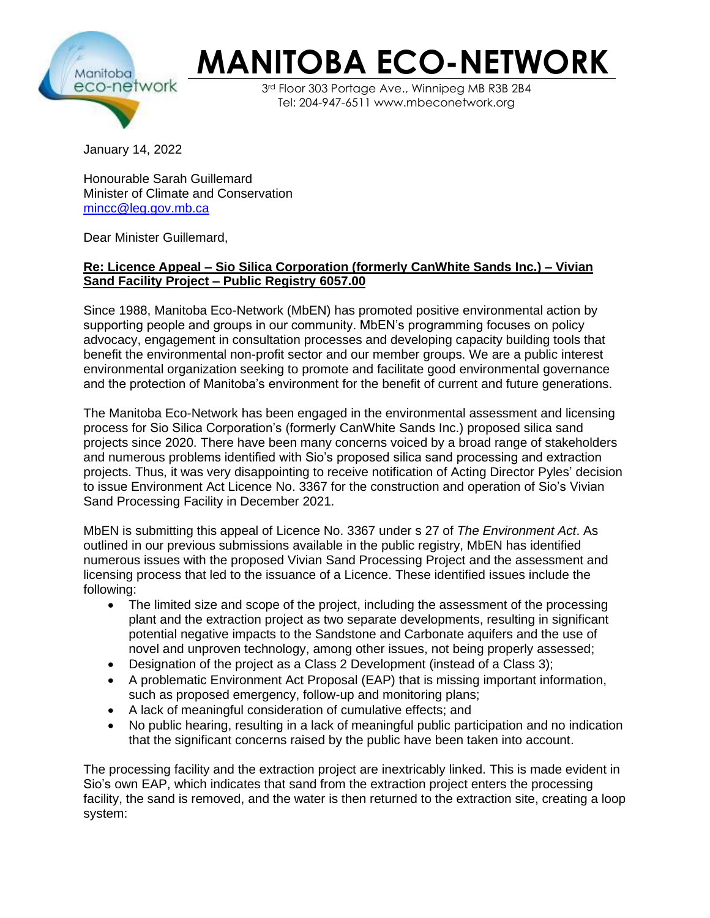# MANITOBA ECO-NETWORK

3rd Floor 303 Portage Ave., Winnipeg MB R3B 2B4
Tel: 204-947-6511 www.mbeconetwork.org

January 14, 2022

Honourable Sarah Guillemard
Minister of Climate and Conservation
mincc@leg.gov.mb.ca

Dear Minister Guillemard,

**Re: Licence Appeal – Sio Silica Corporation (formerly CanWhite Sands Inc.) – Vivian Sand Facility Project – Public Registry 6057.00**

Since 1988, Manitoba Eco-Network (MbEN) has promoted positive environmental action by supporting people and groups in our community. MbEN's programming focuses on policy advocacy, engagement in consultation processes and developing capacity building tools that benefit the environmental non-profit sector and our member groups. We are a public interest environmental organization seeking to promote and facilitate good environmental governance and the protection of Manitoba's environment for the benefit of current and future generations.

The Manitoba Eco-Network has been engaged in the environmental assessment and licensing process for Sio Silica Corporation's (formerly CanWhite Sands Inc.) proposed silica sand projects since 2020. There have been many concerns voiced by a broad range of stakeholders and numerous problems identified with Sio's proposed silica sand processing and extraction projects. Thus, it was very disappointing to receive notification of Acting Director Pyles' decision to issue Environment Act Licence No. 3367 for the construction and operation of Sio's Vivian Sand Processing Facility in December 2021.

MbEN is submitting this appeal of Licence No. 3367 under s 27 of *The Environment Act*. As outlined in our previous submissions available in the public registry, MbEN has identified numerous issues with the proposed Vivian Sand Processing Project and the assessment and licensing process that led to the issuance of a Licence. These identified issues include the following:

- The limited size and scope of the project, including the assessment of the processing plant and the extraction project as two separate developments, resulting in significant potential negative impacts to the Sandstone and Carbonate aquifers and the use of novel and unproven technology, among other issues, not being properly assessed;
- Designation of the project as a Class 2 Development (instead of a Class 3);
- A problematic Environment Act Proposal (EAP) that is missing important information, such as proposed emergency, follow-up and monitoring plans;
- A lack of meaningful consideration of cumulative effects; and
- No public hearing, resulting in a lack of meaningful public participation and no indication that the significant concerns raised by the public have been taken into account.

The processing facility and the extraction project are inextricably linked. This is made evident in Sio's own EAP, which indicates that sand from the extraction project enters the processing facility, the sand is removed, and the water is then returned to the extraction site, creating a loop system: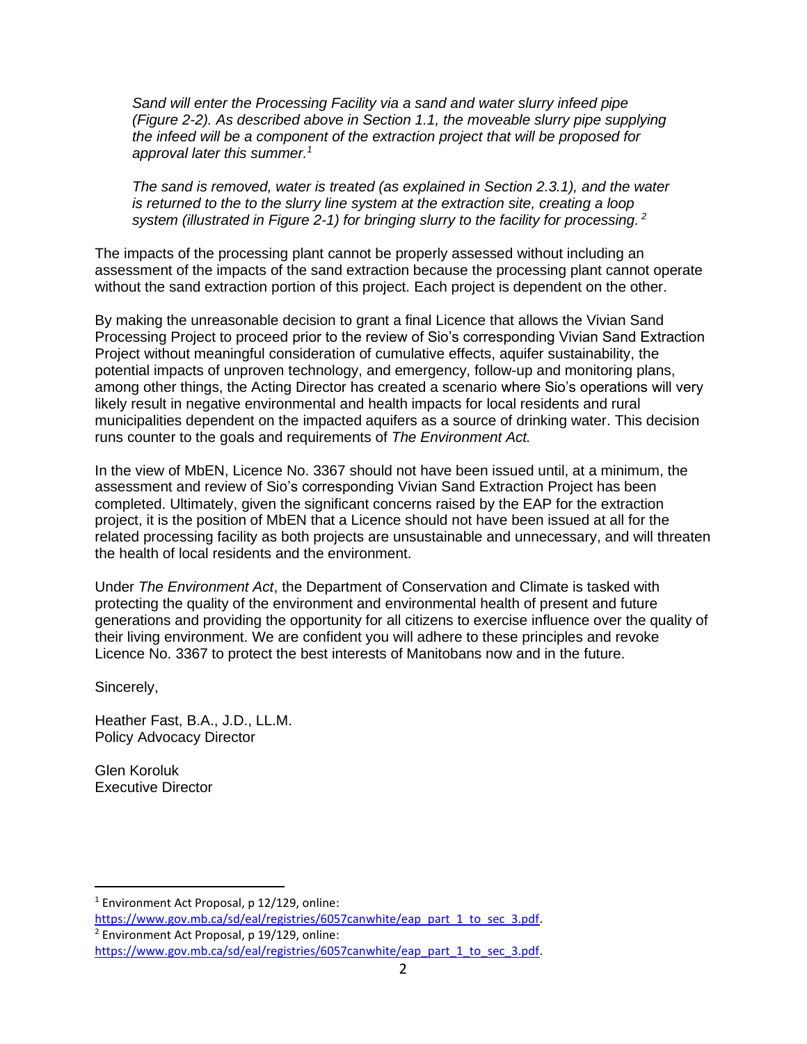> *Sand will enter the Processing Facility via a sand and water slurry infeed pipe (Figure 2-2). As described above in Section 1.1, the moveable slurry pipe supplying the infeed will be a component of the extraction project that will be proposed for approval later this summer.*[1]
>
> *The sand is removed, water is treated (as explained in Section 2.3.1), and the water is returned to the to the slurry line system at the extraction site, creating a loop system (illustrated in Figure 2-1) for bringing slurry to the facility for processing.*[2]

The impacts of the processing plant cannot be properly assessed without including an assessment of the impacts of the sand extraction because the processing plant cannot operate without the sand extraction portion of this project. Each project is dependent on the other.

By making the unreasonable decision to grant a final Licence that allows the Vivian Sand Processing Project to proceed prior to the review of Sio's corresponding Vivian Sand Extraction Project without meaningful consideration of cumulative effects, aquifer sustainability, the potential impacts of unproven technology, and emergency, follow-up and monitoring plans, among other things, the Acting Director has created a scenario where Sio's operations will very likely result in negative environmental and health impacts for local residents and rural municipalities dependent on the impacted aquifers as a source of drinking water. This decision runs counter to the goals and requirements of *The Environment Act.*

In the view of MbEN, Licence No. 3367 should not have been issued until, at a minimum, the assessment and review of Sio's corresponding Vivian Sand Extraction Project has been completed. Ultimately, given the significant concerns raised by the EAP for the extraction project, it is the position of MbEN that a Licence should not have been issued at all for the related processing facility as both projects are unsustainable and unnecessary, and will threaten the health of local residents and the environment.

Under *The Environment Act*, the Department of Conservation and Climate is tasked with protecting the quality of the environment and environmental health of present and future generations and providing the opportunity for all citizens to exercise influence over the quality of their living environment. We are confident you will adhere to these principles and revoke Licence No. 3367 to protect the best interests of Manitobans now and in the future.

Sincerely,

Heather Fast, B.A., J.D., LL.M.
Policy Advocacy Director

Glen Koroluk
Executive Director

---

[1] Environment Act Proposal, p 12/129, online: https://www.gov.mb.ca/sd/eal/registries/6057canwhite/eap_part_1_to_sec_3.pdf.

[2] Environment Act Proposal, p 19/129, online: https://www.gov.mb.ca/sd/eal/registries/6057canwhite/eap_part_1_to_sec_3.pdf.